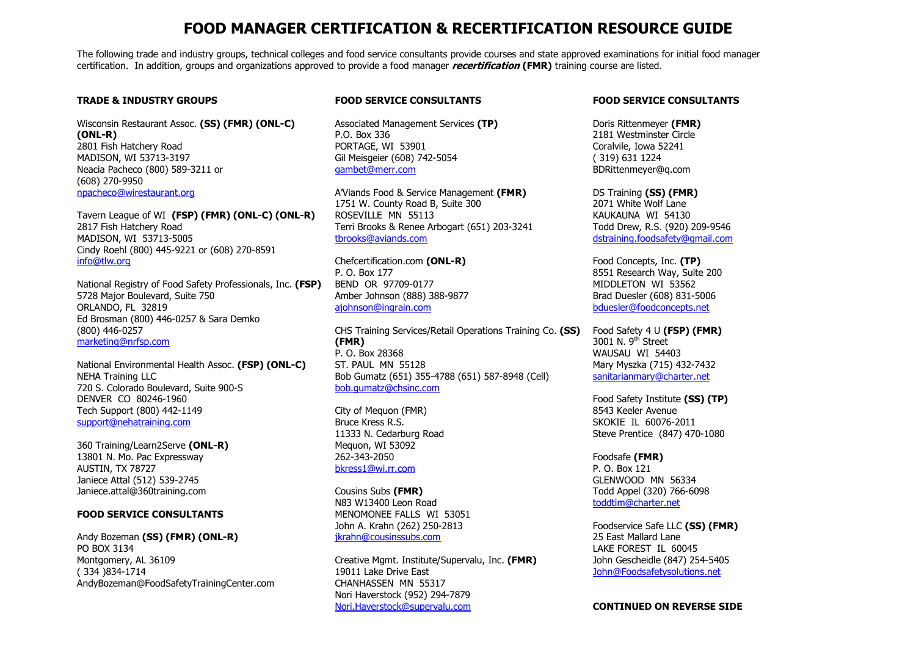# FOOD MANAGER CERTIFICATION & RECERTIFICATION RESOURCE GUIDE

The following trade and industry groups, technical colleges and food service consultants provide courses and state approved examinations for initial food manager certification. In addition, groups and organizations approved to provide a food manager ***recertification*** **(FMR)** training course are listed.

## TRADE & INDUSTRY GROUPS

Wisconsin Restaurant Assoc. **(SS) (FMR) (ONL-C) (ONL-R)**
2801 Fish Hatchery Road
MADISON, WI 53713-3197
Neacia Pacheco (800) 589-3211 or (608) 270-9950
npacheco@wirestaurant.org

Tavern League of WI **(FSP) (FMR) (ONL-C) (ONL-R)**
2817 Fish Hatchery Road
MADISON, WI 53713-5005
Cindy Roehl (800) 445-9221 or (608) 270-8591
info@tlw.org

National Registry of Food Safety Professionals, Inc. **(FSP)**
5728 Major Boulevard, Suite 750
ORLANDO, FL 32819
Ed Brosman (800) 446-0257 & Sara Demko (800) 446-0257
marketing@nrfsp.com

National Environmental Health Assoc. **(FSP) (ONL-C)**
NEHA Training LLC
720 S. Colorado Boulevard, Suite 900-S
DENVER CO 80246-1960
Tech Support (800) 442-1149
support@nehatraining.com

360 Training/Learn2Serve **(ONL-R)**
13801 N. Mo. Pac Expressway
AUSTIN, TX 78727
Janiece Attal (512) 539-2745
Janiece.attal@360training.com

## FOOD SERVICE CONSULTANTS

Andy Bozeman **(SS) (FMR) (ONL-R)**
PO BOX 3134
Montgomery, AL 36109
( 334 )834-1714
AndyBozeman@FoodSafetyTrainingCenter.com

## FOOD SERVICE CONSULTANTS

Associated Management Services **(TP)**
P.O. Box 336
PORTAGE, WI 53901
Gil Meisgeier (608) 742-5054
gambet@merr.com

A'Viands Food & Service Management **(FMR)**
1751 W. County Road B, Suite 300
ROSEVILLE MN 55113
Terri Brooks & Renee Arbogart (651) 203-3241
tbrooks@aviands.com

Chefcertification.com **(ONL-R)**
P. O. Box 177
BEND OR 97709-0177
Amber Johnson (888) 388-9877
ajohnson@ingrain.com

CHS Training Services/Retail Operations Training Co. **(SS) (FMR)**
P. O. Box 28368
ST. PAUL MN 55128
Bob Gumatz (651) 355-4788 (651) 587-8948 (Cell)
bob.gumatz@chsinc.com

City of Mequon (FMR)
Bruce Kress R.S.
11333 N. Cedarburg Road
Mequon, WI 53092
262-343-2050
bkress1@wi.rr.com

Cousins Subs **(FMR)**
N83 W13400 Leon Road
MENOMONEE FALLS WI 53051
John A. Krahn (262) 250-2813
jkrahn@cousinssubs.com

Creative Mgmt. Institute/Supervalu, Inc. **(FMR)**
19011 Lake Drive East
CHANHASSEN MN 55317
Nori Haverstock (952) 294-7879
Nori.Haverstock@supervalu.com

## FOOD SERVICE CONSULTANTS

Doris Rittenmeyer **(FMR)**
2181 Westminster Circle
Coralvile, Iowa 52241
( 319) 631 1224
BDRittenmeyer@q.com

DS Training **(SS) (FMR)**
2071 White Wolf Lane
KAUKAUNA WI 54130
Todd Drew, R.S. (920) 209-9546
dstraining.foodsafety@gmail.com

Food Concepts, Inc. **(TP)**
8551 Research Way, Suite 200
MIDDLETON WI 53562
Brad Duesler (608) 831-5006
bduesler@foodconcepts.net

Food Safety 4 U **(FSP) (FMR)**
3001 N. 9th Street
WAUSAU WI 54403
Mary Myszka (715) 432-7432
sanitarianmary@charter.net

Food Safety Institute **(SS) (TP)**
8543 Keeler Avenue
SKOKIE IL 60076-2011
Steve Prentice (847) 470-1080

Foodsafe **(FMR)**
P. O. Box 121
GLENWOOD MN 56334
Todd Appel (320) 766-6098
toddtim@charter.net

Foodservice Safe LLC **(SS) (FMR)**
25 East Mallard Lane
LAKE FOREST IL 60045
John Gescheidle (847) 254-5405
John@Foodsafetysolutions.net

**CONTINUED ON REVERSE SIDE**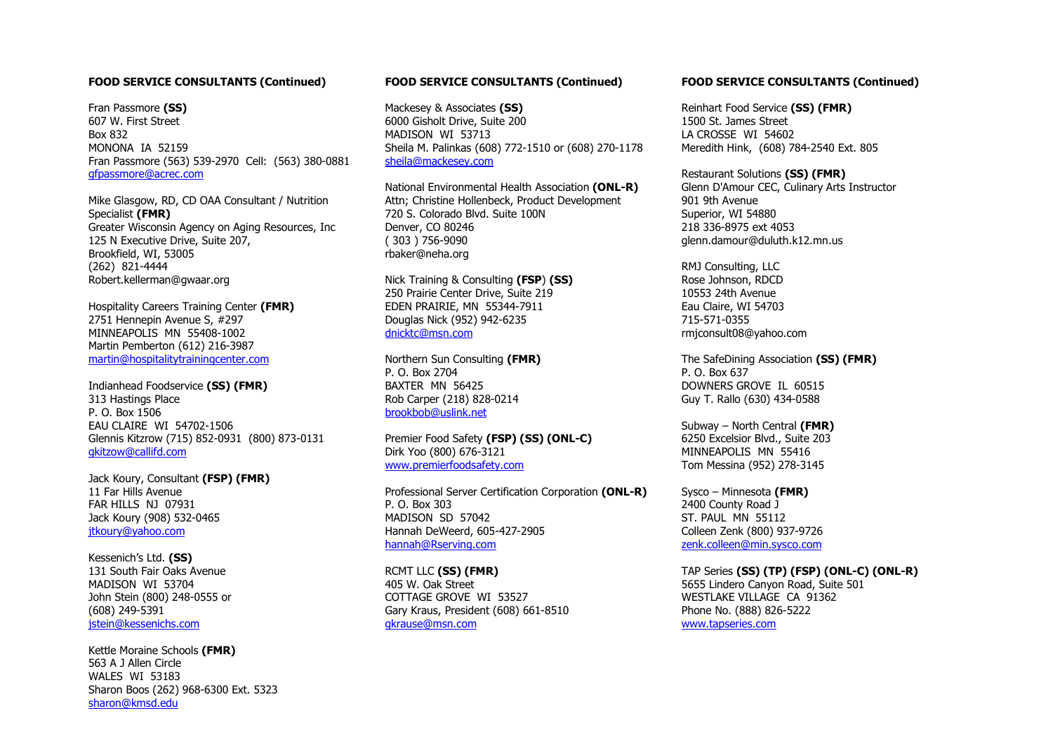**FOOD SERVICE CONSULTANTS (Continued)**

Fran Passmore **(SS)**
607 W. First Street
Box 832
MONONA IA 52159
Fran Passmore (563) 539-2970 Cell: (563) 380-0881
gfpassmore@acrec.com

Mike Glasgow, RD, CD OAA Consultant / Nutrition Specialist **(FMR)**
Greater Wisconsin Agency on Aging Resources, Inc
125 N Executive Drive, Suite 207,
Brookfield, WI, 53005
(262) 821-4444
Robert.kellerman@gwaar.org

Hospitality Careers Training Center **(FMR)**
2751 Hennepin Avenue S, #297
MINNEAPOLIS MN 55408-1002
Martin Pemberton (612) 216-3987
martin@hospitalitytrainingcenter.com

Indianhead Foodservice **(SS) (FMR)**
313 Hastings Place
P. O. Box 1506
EAU CLAIRE WI 54702-1506
Glennis Kitzrow (715) 852-0931 (800) 873-0131
gkitzow@callifd.com

Jack Koury, Consultant **(FSP) (FMR)**
11 Far Hills Avenue
FAR HILLS NJ 07931
Jack Koury (908) 532-0465
jtkoury@yahoo.com

Kessenich's Ltd. **(SS)**
131 South Fair Oaks Avenue
MADISON WI 53704
John Stein (800) 248-0555 or
(608) 249-5391
jstein@kessenichs.com

Kettle Moraine Schools **(FMR)**
563 A J Allen Circle
WALES WI 53183
Sharon Boos (262) 968-6300 Ext. 5323
sharon@kmsd.edu

**FOOD SERVICE CONSULTANTS (Continued)**

Mackesey & Associates **(SS)**
6000 Gisholt Drive, Suite 200
MADISON WI 53713
Sheila M. Palinkas (608) 772-1510 or (608) 270-1178
sheila@mackesey.com

National Environmental Health Association **(ONL-R)**
Attn; Christine Hollenbeck, Product Development
720 S. Colorado Blvd. Suite 100N
Denver, CO 80246
( 303 ) 756-9090
rbaker@neha.org

Nick Training & Consulting **(FSP) (SS)**
250 Prairie Center Drive, Suite 219
EDEN PRAIRIE, MN 55344-7911
Douglas Nick (952) 942-6235
dnicktc@msn.com

Northern Sun Consulting **(FMR)**
P. O. Box 2704
BAXTER MN 56425
Rob Carper (218) 828-0214
brookbob@uslink.net

Premier Food Safety **(FSP) (SS) (ONL-C)**
Dirk Yoo (800) 676-3121
www.premierfoodsafety.com

Professional Server Certification Corporation **(ONL-R)**
P. O. Box 303
MADISON SD 57042
Hannah DeWeerd, 605-427-2905
hannah@Rserving.com

RCMT LLC **(SS) (FMR)**
405 W. Oak Street
COTTAGE GROVE WI 53527
Gary Kraus, President (608) 661-8510
gkrause@msn.com

**FOOD SERVICE CONSULTANTS (Continued)**

Reinhart Food Service **(SS) (FMR)**
1500 St. James Street
LA CROSSE WI 54602
Meredith Hink, (608) 784-2540 Ext. 805

Restaurant Solutions **(SS) (FMR)**
Glenn D'Amour CEC, Culinary Arts Instructor
901 9th Avenue
Superior, WI 54880
218 336-8975 ext 4053
glenn.damour@duluth.k12.mn.us

RMJ Consulting, LLC
Rose Johnson, RDCD
10553 24th Avenue
Eau Claire, WI 54703
715-571-0355
rmjconsult08@yahoo.com

The SafeDining Association **(SS) (FMR)**
P. O. Box 637
DOWNERS GROVE IL 60515
Guy T. Rallo (630) 434-0588

Subway – North Central **(FMR)**
6250 Excelsior Blvd., Suite 203
MINNEAPOLIS MN 55416
Tom Messina (952) 278-3145

Sysco – Minnesota **(FMR)**
2400 County Road J
ST. PAUL MN 55112
Colleen Zenk (800) 937-9726
zenk.colleen@min.sysco.com

TAP Series **(SS) (TP) (FSP) (ONL-C) (ONL-R)**
5655 Lindero Canyon Road, Suite 501
WESTLAKE VILLAGE CA 91362
Phone No. (888) 826-5222
www.tapseries.com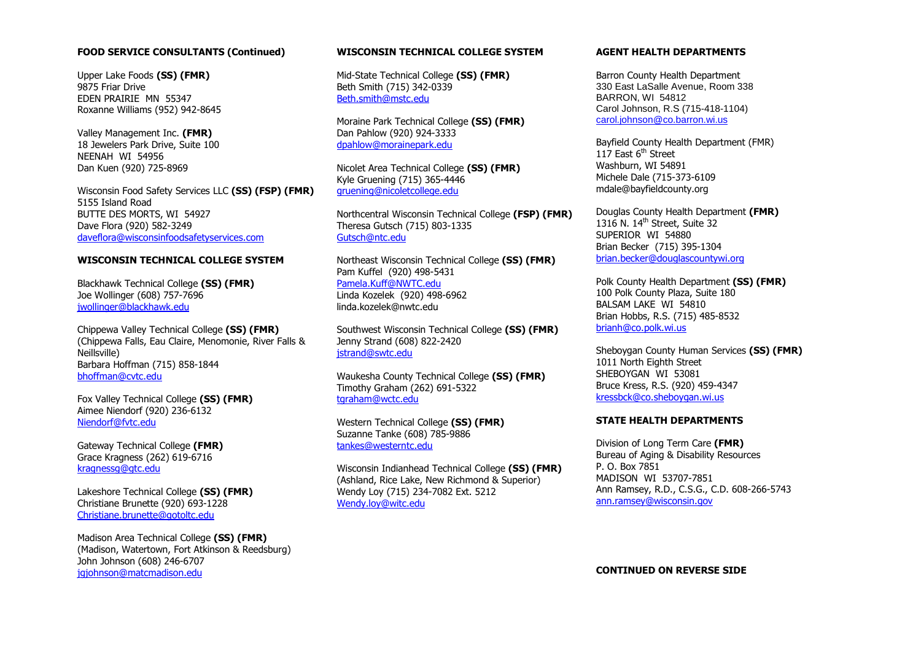## FOOD SERVICE CONSULTANTS (Continued)

Upper Lake Foods **(SS) (FMR)**
9875 Friar Drive
EDEN PRAIRIE MN 55347
Roxanne Williams (952) 942-8645

Valley Management Inc. **(FMR)**
18 Jewelers Park Drive, Suite 100
NEENAH WI 54956
Dan Kuen (920) 725-8969

Wisconsin Food Safety Services LLC **(SS) (FSP) (FMR)**
5155 Island Road
BUTTE DES MORTS, WI 54927
Dave Flora (920) 582-3249
daveflora@wisconsinfoodsafetyservices.com

## WISCONSIN TECHNICAL COLLEGE SYSTEM

Blackhawk Technical College **(SS) (FMR)**
Joe Wollinger (608) 757-7696
jwollinger@blackhawk.edu

Chippewa Valley Technical College **(SS) (FMR)**
(Chippewa Falls, Eau Claire, Menomonie, River Falls & Neillsville)
Barbara Hoffman (715) 858-1844
bhoffman@cvtc.edu

Fox Valley Technical College **(SS) (FMR)**
Aimee Niendorf (920) 236-6132
Niendorf@fvtc.edu

Gateway Technical College **(FMR)**
Grace Kragness (262) 619-6716
kragnessg@gtc.edu

Lakeshore Technical College **(SS) (FMR)**
Christiane Brunette (920) 693-1228
Christiane.brunette@gotoltc.edu

Madison Area Technical College **(SS) (FMR)**
(Madison, Watertown, Fort Atkinson & Reedsburg)
John Johnson (608) 246-6707
jgjohnson@matcmadison.edu

## WISCONSIN TECHNICAL COLLEGE SYSTEM

Mid-State Technical College **(SS) (FMR)**
Beth Smith (715) 342-0339
Beth.smith@mstc.edu

Moraine Park Technical College **(SS) (FMR)**
Dan Pahlow (920) 924-3333
dpahlow@morainepark.edu

Nicolet Area Technical College **(SS) (FMR)**
Kyle Gruening (715) 365-4446
gruening@nicoletcollege.edu

Northcentral Wisconsin Technical College **(FSP) (FMR)**
Theresa Gutsch (715) 803-1335
Gutsch@ntc.edu

Northeast Wisconsin Technical College **(SS) (FMR)**
Pam Kuffel (920) 498-5431
Pamela.Kuff@NWTC.edu
Linda Kozelek (920) 498-6962
linda.kozelek@nwtc.edu

Southwest Wisconsin Technical College **(SS) (FMR)**
Jenny Strand (608) 822-2420
jstrand@swtc.edu

Waukesha County Technical College **(SS) (FMR)**
Timothy Graham (262) 691-5322
tgraham@wctc.edu

Western Technical College **(SS) (FMR)**
Suzanne Tanke (608) 785-9886
tankes@westerntc.edu

Wisconsin Indianhead Technical College **(SS) (FMR)**
(Ashland, Rice Lake, New Richmond & Superior)
Wendy Loy (715) 234-7082 Ext. 5212
Wendy.loy@witc.edu

## AGENT HEALTH DEPARTMENTS

Barron County Health Department
330 East LaSalle Avenue, Room 338
BARRON, WI 54812
Carol Johnson, R.S (715-418-1104)
carol.johnson@co.barron.wi.us

Bayfield County Health Department (FMR)
117 East 6th Street
Washburn, WI 54891
Michele Dale (715-373-6109
mdale@bayfieldcounty.org

Douglas County Health Department **(FMR)**
1316 N. 14th Street, Suite 32
SUPERIOR WI 54880
Brian Becker (715) 395-1304
brian.becker@douglascountywi.org

Polk County Health Department **(SS) (FMR)**
100 Polk County Plaza, Suite 180
BALSAM LAKE WI 54810
Brian Hobbs, R.S. (715) 485-8532
brianh@co.polk.wi.us

Sheboygan County Human Services **(SS) (FMR)**
1011 North Eighth Street
SHEBOYGAN WI 53081
Bruce Kress, R.S. (920) 459-4347
kressbck@co.sheboygan.wi.us

## STATE HEALTH DEPARTMENTS

Division of Long Term Care **(FMR)**
Bureau of Aging & Disability Resources
P. O. Box 7851
MADISON WI 53707-7851
Ann Ramsey, R.D., C.S.G., C.D. 608-266-5743
ann.ramsey@wisconsin.gov

**CONTINUED ON REVERSE SIDE**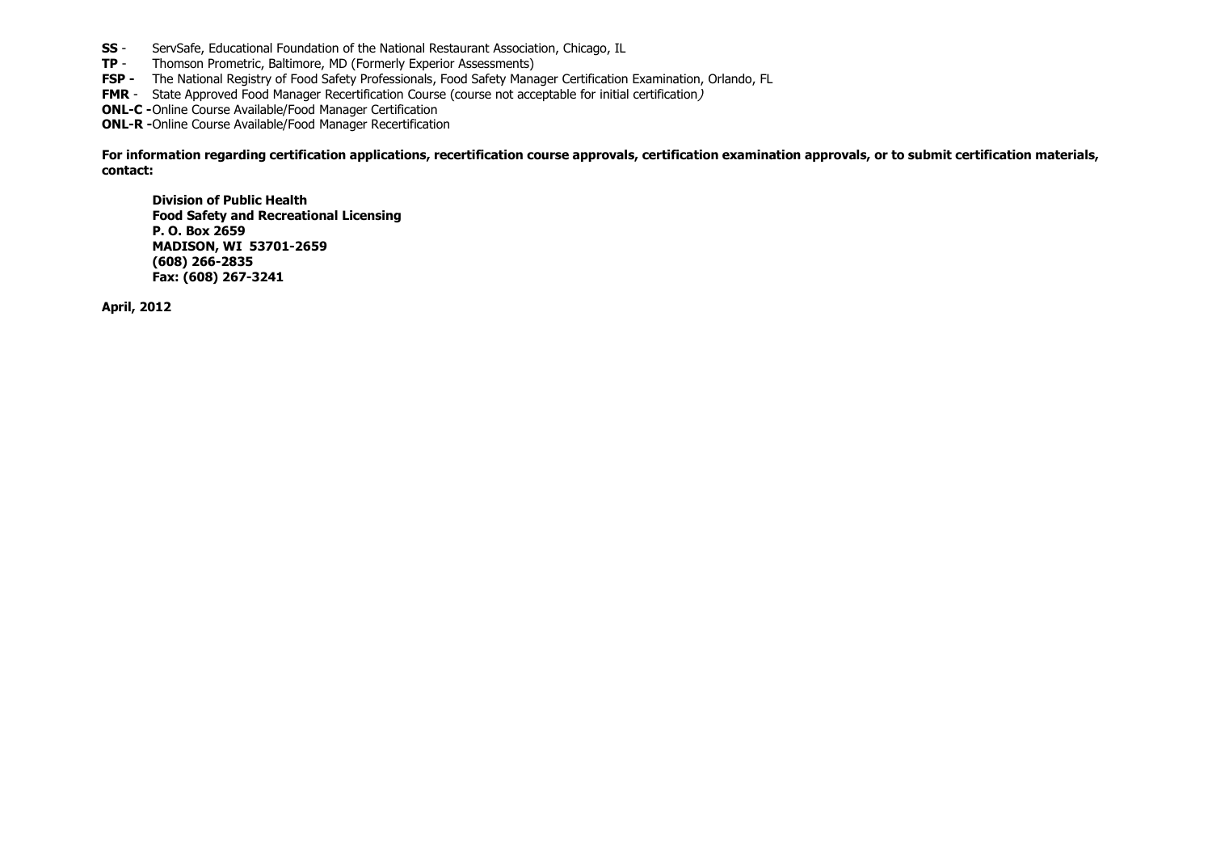**SS** - ServSafe, Educational Foundation of the National Restaurant Association, Chicago, IL
**TP** - Thomson Prometric, Baltimore, MD (Formerly Experior Assessments)
**FSP -** The National Registry of Food Safety Professionals, Food Safety Manager Certification Examination, Orlando, FL
**FMR** - State Approved Food Manager Recertification Course (course not acceptable for initial certification*)*
**ONL-C -**Online Course Available/Food Manager Certification
**ONL-R -**Online Course Available/Food Manager Recertification

**For information regarding certification applications, recertification course approvals, certification examination approvals, or to submit certification materials, contact:**

**Division of Public Health**
**Food Safety and Recreational Licensing**
**P. O. Box 2659**
**MADISON, WI 53701-2659**
**(608) 266-2835**
**Fax: (608) 267-3241**

**April, 2012**